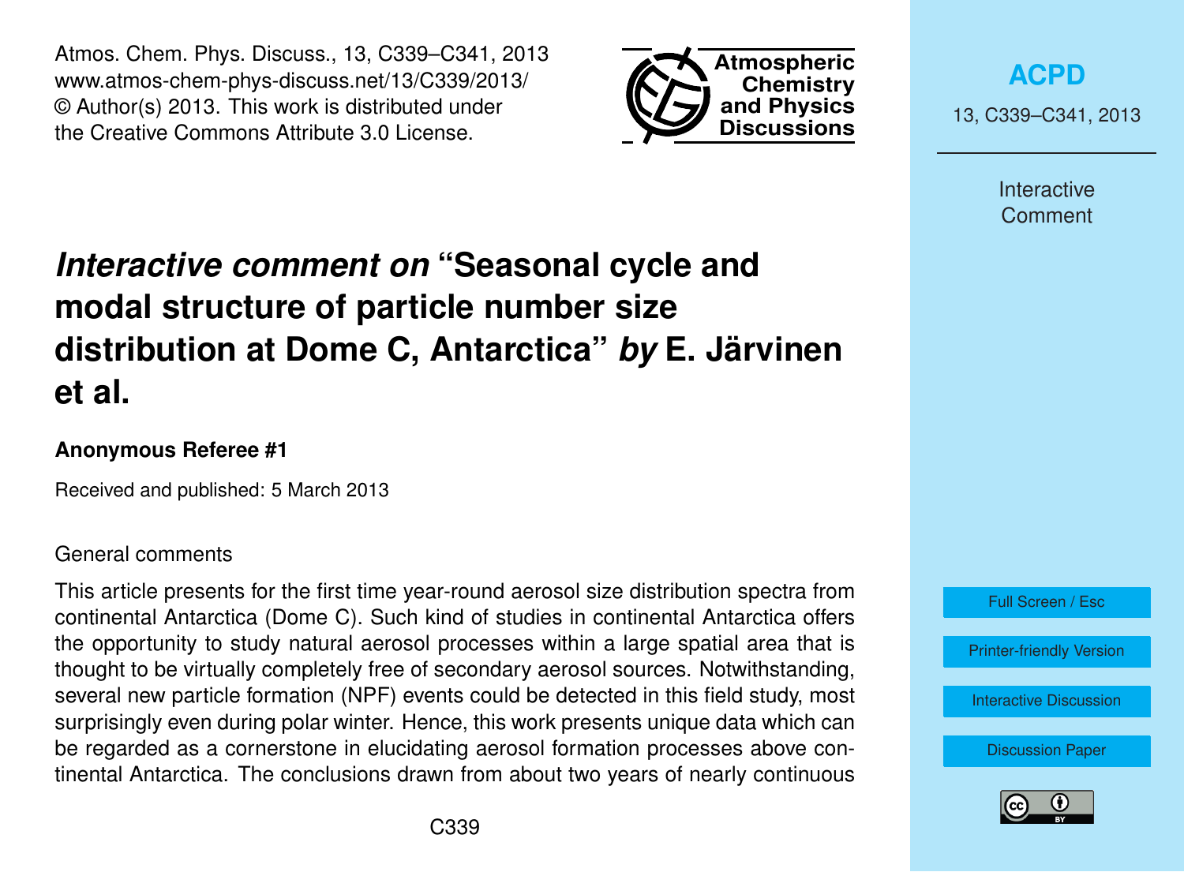# *Interactive comment on* "Seasonal cycle and modal structure of particle number size distribution at Dome C, Antarctica" *by* E. Järvinen et al.

**Anonymous Referee #1**

Received and published: 5 March 2013

General comments

This article presents for the first time year-round aerosol size distribution spectra from continental Antarctica (Dome C). Such kind of studies in continental Antarctica offers the opportunity to study natural aerosol processes within a large spatial area that is thought to be virtually completely free of secondary aerosol sources. Notwithstanding, several new particle formation (NPF) events could be detected in this field study, most surprisingly even during polar winter. Hence, this work presents unique data which can be regarded as a cornerstone in elucidating aerosol formation processes above continental Antarctica. The conclusions drawn from about two years of nearly continuous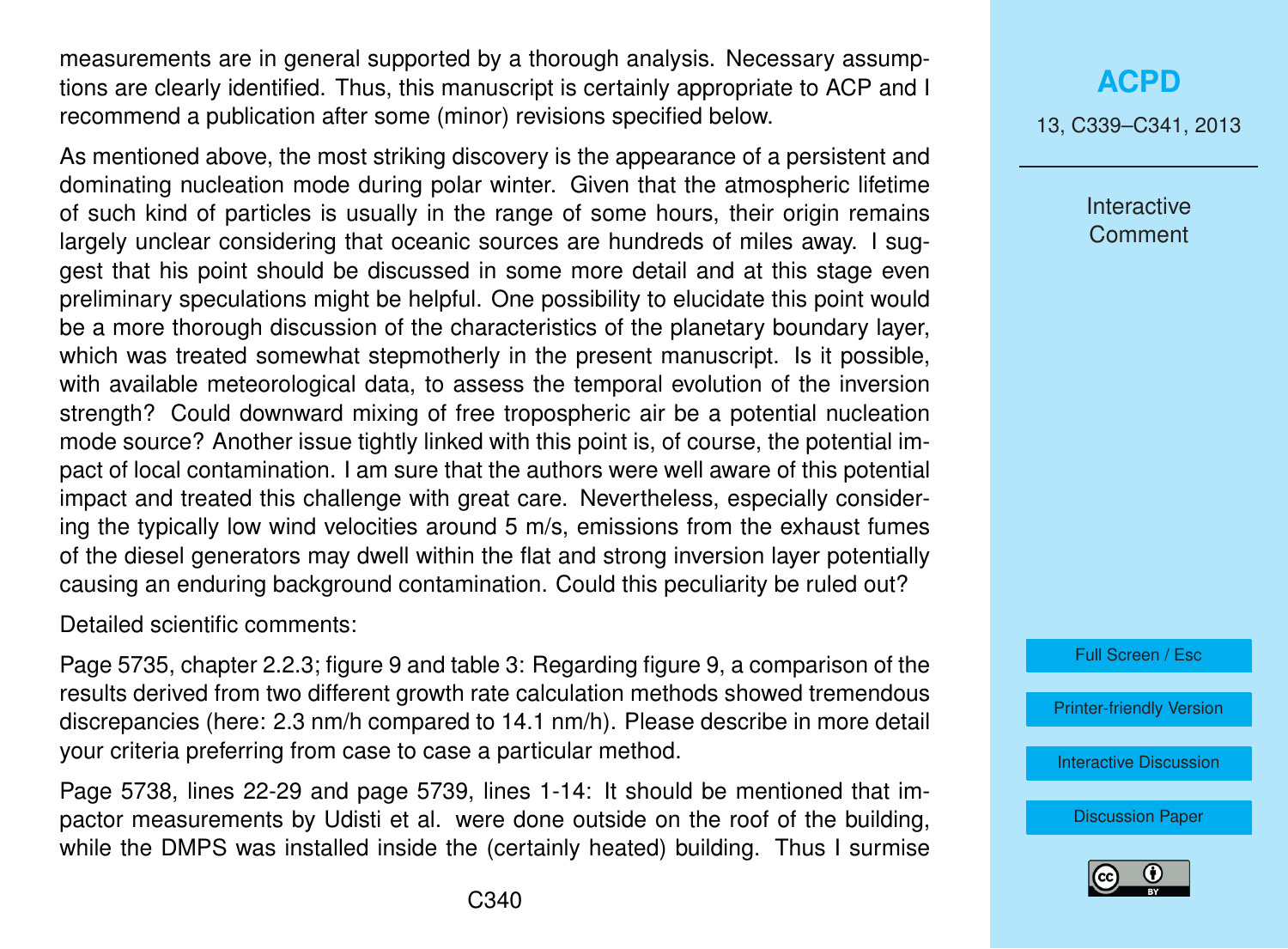measurements are in general supported by a thorough analysis. Necessary assumptions are clearly identified. Thus, this manuscript is certainly appropriate to ACP and I recommend a publication after some (minor) revisions specified below.

As mentioned above, the most striking discovery is the appearance of a persistent and dominating nucleation mode during polar winter. Given that the atmospheric lifetime of such kind of particles is usually in the range of some hours, their origin remains largely unclear considering that oceanic sources are hundreds of miles away. I suggest that his point should be discussed in some more detail and at this stage even preliminary speculations might be helpful. One possibility to elucidate this point would be a more thorough discussion of the characteristics of the planetary boundary layer, which was treated somewhat stepmotherly in the present manuscript. Is it possible, with available meteorological data, to assess the temporal evolution of the inversion strength? Could downward mixing of free tropospheric air be a potential nucleation mode source? Another issue tightly linked with this point is, of course, the potential impact of local contamination. I am sure that the authors were well aware of this potential impact and treated this challenge with great care. Nevertheless, especially considering the typically low wind velocities around 5 m/s, emissions from the exhaust fumes of the diesel generators may dwell within the flat and strong inversion layer potentially causing an enduring background contamination. Could this peculiarity be ruled out?

Detailed scientific comments:

Page 5735, chapter 2.2.3; figure 9 and table 3: Regarding figure 9, a comparison of the results derived from two different growth rate calculation methods showed tremendous discrepancies (here: 2.3 nm/h compared to 14.1 nm/h). Please describe in more detail your criteria preferring from case to case a particular method.

Page 5738, lines 22-29 and page 5739, lines 1-14: It should be mentioned that impactor measurements by Udisti et al. were done outside on the roof of the building, while the DMPS was installed inside the (certainly heated) building. Thus I surmise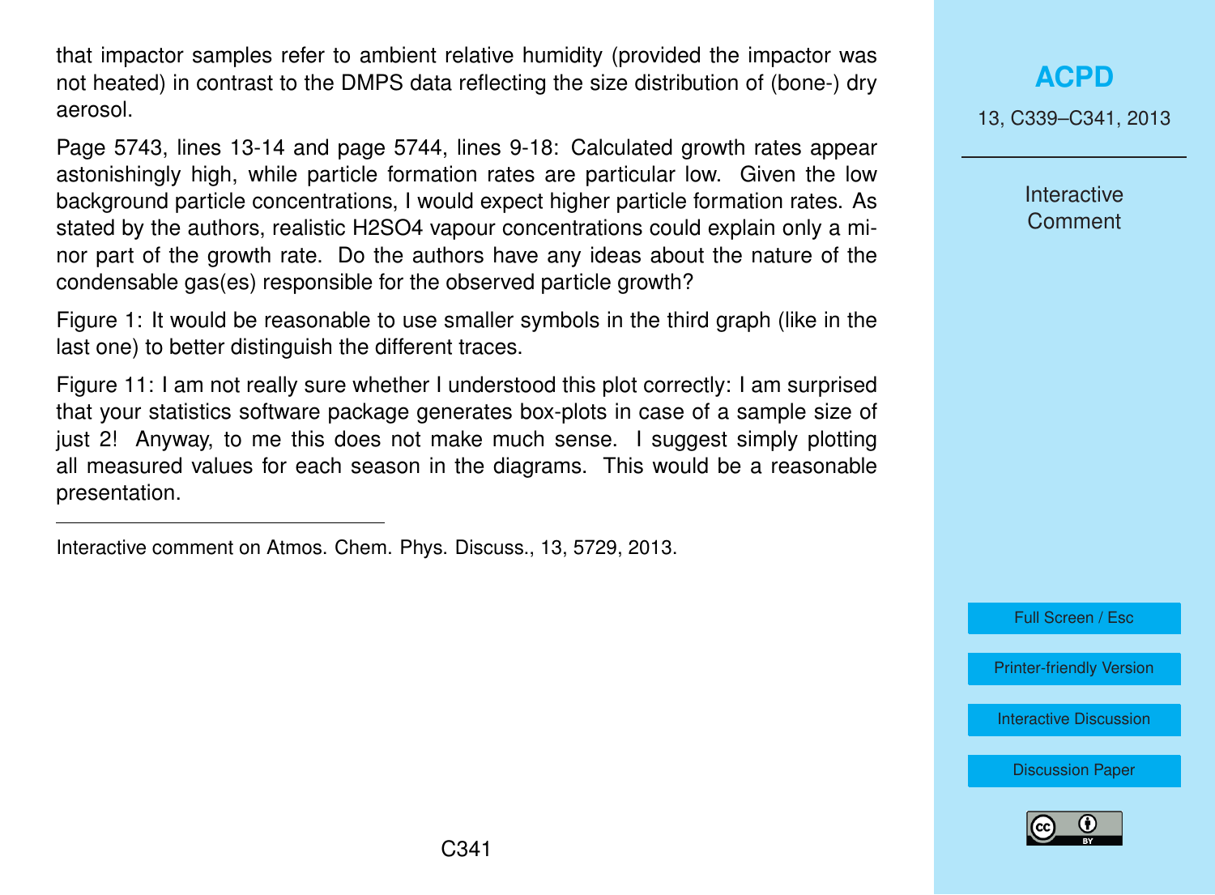that impactor samples refer to ambient relative humidity (provided the impactor was not heated) in contrast to the DMPS data reflecting the size distribution of (bone-) dry aerosol.

Page 5743, lines 13-14 and page 5744, lines 9-18: Calculated growth rates appear astonishingly high, while particle formation rates are particular low. Given the low background particle concentrations, I would expect higher particle formation rates. As stated by the authors, realistic $H_2SO_4$ vapour concentrations could explain only a minor part of the growth rate. Do the authors have any ideas about the nature of the condensable gas(es) responsible for the observed particle growth?

Figure 1: It would be reasonable to use smaller symbols in the third graph (like in the last one) to better distinguish the different traces.

Figure 11: I am not really sure whether I understood this plot correctly: I am surprised that your statistics software package generates box-plots in case of a sample size of just 2! Anyway, to me this does not make much sense. I suggest simply plotting all measured values for each season in the diagrams. This would be a reasonable presentation.

---

Interactive comment on Atmos. Chem. Phys. Discuss., 13, 5729, 2013.